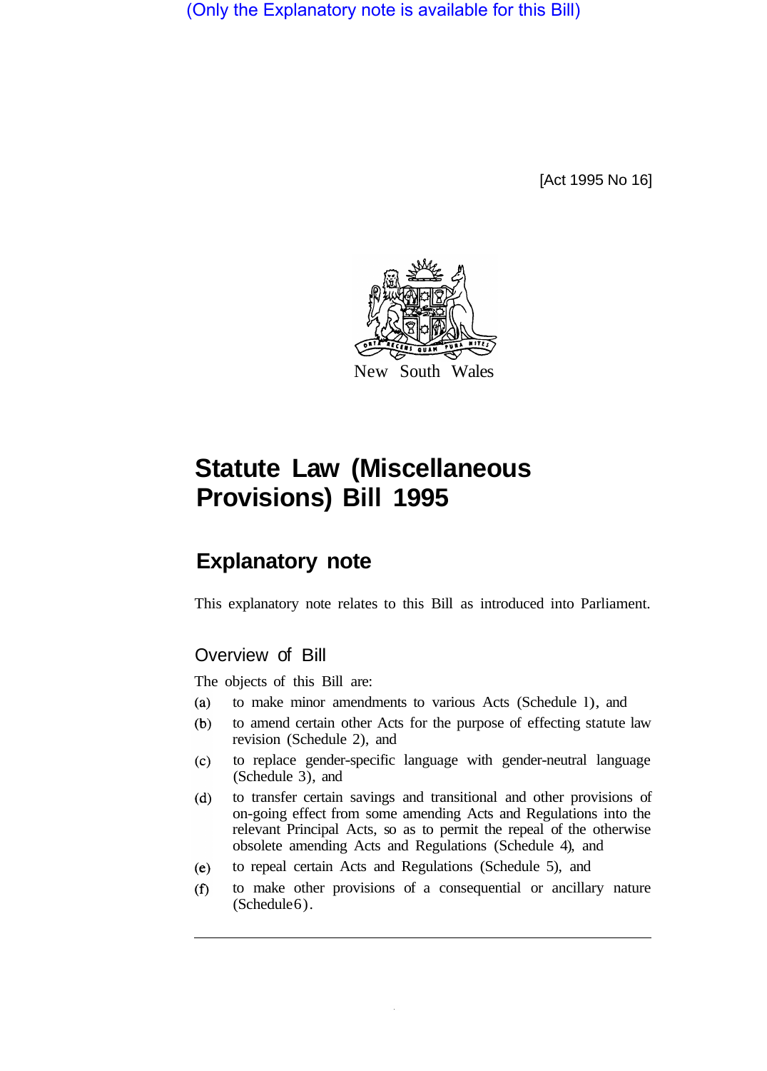(Only the Explanatory note is available for this Bill)

[Act 1995 No 16]

New South Wales

# Statute Law (Miscellaneous Provisions) Bill 1995

## Explanatory note

This explanatory note relates to this Bill as introduced into Parliament.

### Overview of Bill

The objects of this Bill are:

(a) to make minor amendments to various Acts (Schedule 1), and

(b) to amend certain other Acts for the purpose of effecting statute law revision (Schedule 2), and

(c) to replace gender-specific language with gender-neutral language (Schedule 3), and

(d) to transfer certain savings and transitional and other provisions of on-going effect from some amending Acts and Regulations into the relevant Principal Acts, so as to permit the repeal of the otherwise obsolete amending Acts and Regulations (Schedule 4), and

(e) to repeal certain Acts and Regulations (Schedule 5), and

(f) to make other provisions of a consequential or ancillary nature (Schedule 6).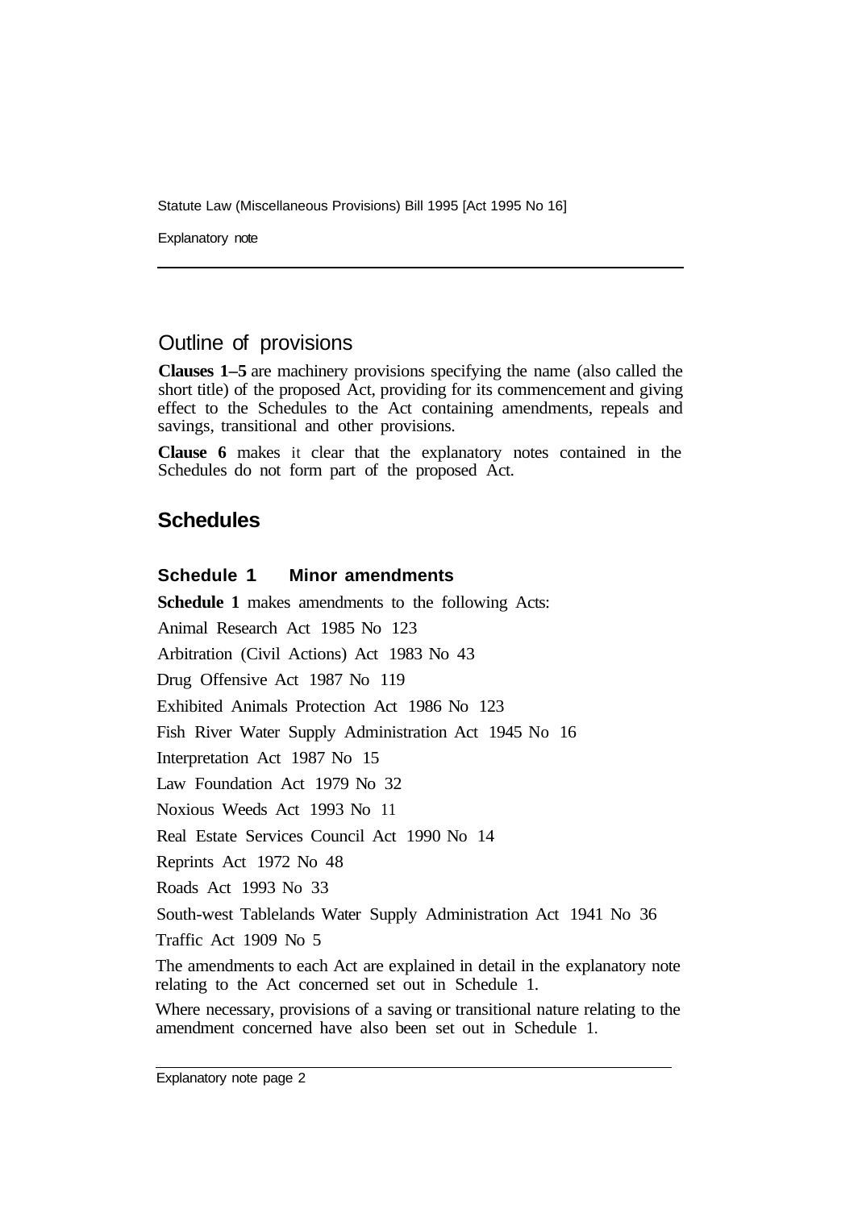## Outline of provisions

**Clauses 1–5** are machinery provisions specifying the name (also called the short title) of the proposed Act, providing for its commencement and giving effect to the Schedules to the Act containing amendments, repeals and savings, transitional and other provisions.

**Clause 6** makes it clear that the explanatory notes contained in the Schedules do not form part of the proposed Act.

## Schedules

### Schedule 1 Minor amendments

**Schedule 1** makes amendments to the following Acts:

Animal Research Act 1985 No 123

Arbitration (Civil Actions) Act 1983 No 43

Drug Offensive Act 1987 No 119

Exhibited Animals Protection Act 1986 No 123

Fish River Water Supply Administration Act 1945 No 16

Interpretation Act 1987 No 15

Law Foundation Act 1979 No 32

Noxious Weeds Act 1993 No 11

Real Estate Services Council Act 1990 No 14

Reprints Act 1972 No 48

Roads Act 1993 No 33

South-west Tablelands Water Supply Administration Act 1941 No 36

Traffic Act 1909 No 5

The amendments to each Act are explained in detail in the explanatory note relating to the Act concerned set out in Schedule 1.

Where necessary, provisions of a saving or transitional nature relating to the amendment concerned have also been set out in Schedule 1.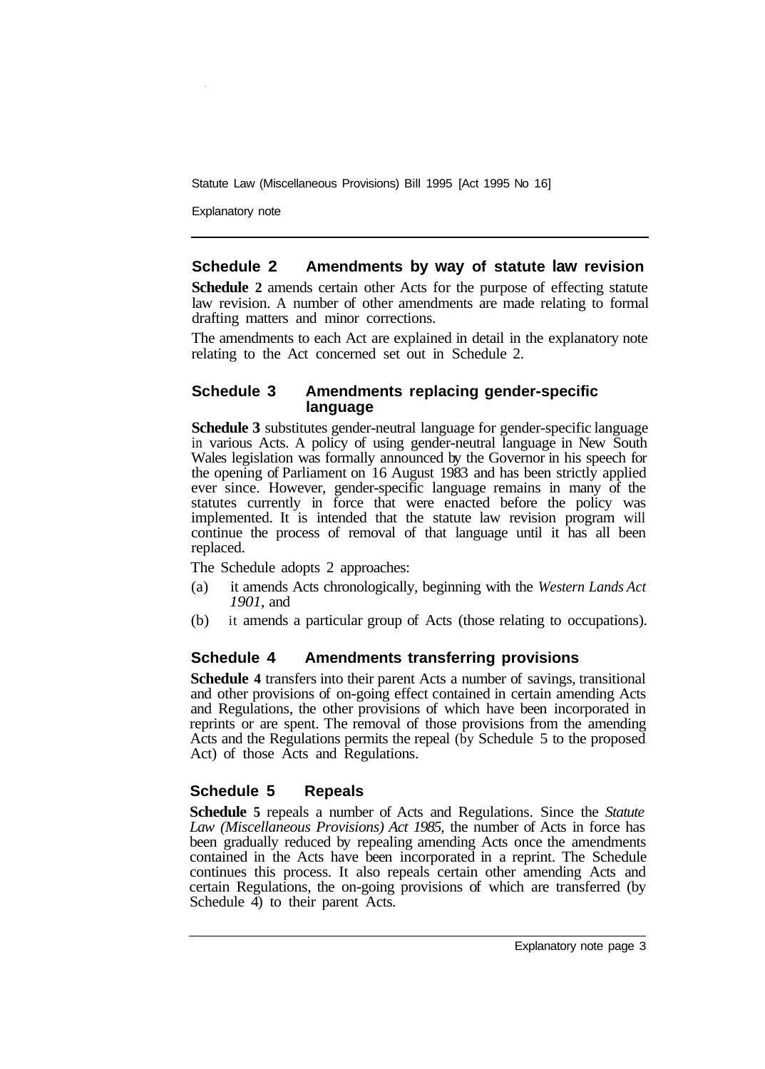## Schedule 2 Amendments by way of statute law revision

**Schedule 2** amends certain other Acts for the purpose of effecting statute law revision. A number of other amendments are made relating to formal drafting matters and minor corrections.

The amendments to each Act are explained in detail in the explanatory note relating to the Act concerned set out in Schedule 2.

## Schedule 3 Amendments replacing gender-specific language

**Schedule 3** substitutes gender-neutral language for gender-specific language in various Acts. A policy of using gender-neutral language in New South Wales legislation was formally announced by the Governor in his speech for the opening of Parliament on 16 August 1983 and has been strictly applied ever since. However, gender-specific language remains in many of the statutes currently in force that were enacted before the policy was implemented. It is intended that the statute law revision program will continue the process of removal of that language until it has all been replaced.

The Schedule adopts 2 approaches:

(a) it amends Acts chronologically, beginning with the *Western Lands Act 1901*, and

(b) it amends a particular group of Acts (those relating to occupations).

## Schedule 4 Amendments transferring provisions

**Schedule 4** transfers into their parent Acts a number of savings, transitional and other provisions of on-going effect contained in certain amending Acts and Regulations, the other provisions of which have been incorporated in reprints or are spent. The removal of those provisions from the amending Acts and the Regulations permits the repeal (by Schedule 5 to the proposed Act) of those Acts and Regulations.

## Schedule 5 Repeals

**Schedule 5** repeals a number of Acts and Regulations. Since the *Statute Law (Miscellaneous Provisions) Act 1985*, the number of Acts in force has been gradually reduced by repealing amending Acts once the amendments contained in the Acts have been incorporated in a reprint. The Schedule continues this process. It also repeals certain other amending Acts and certain Regulations, the on-going provisions of which are transferred (by Schedule 4) to their parent Acts.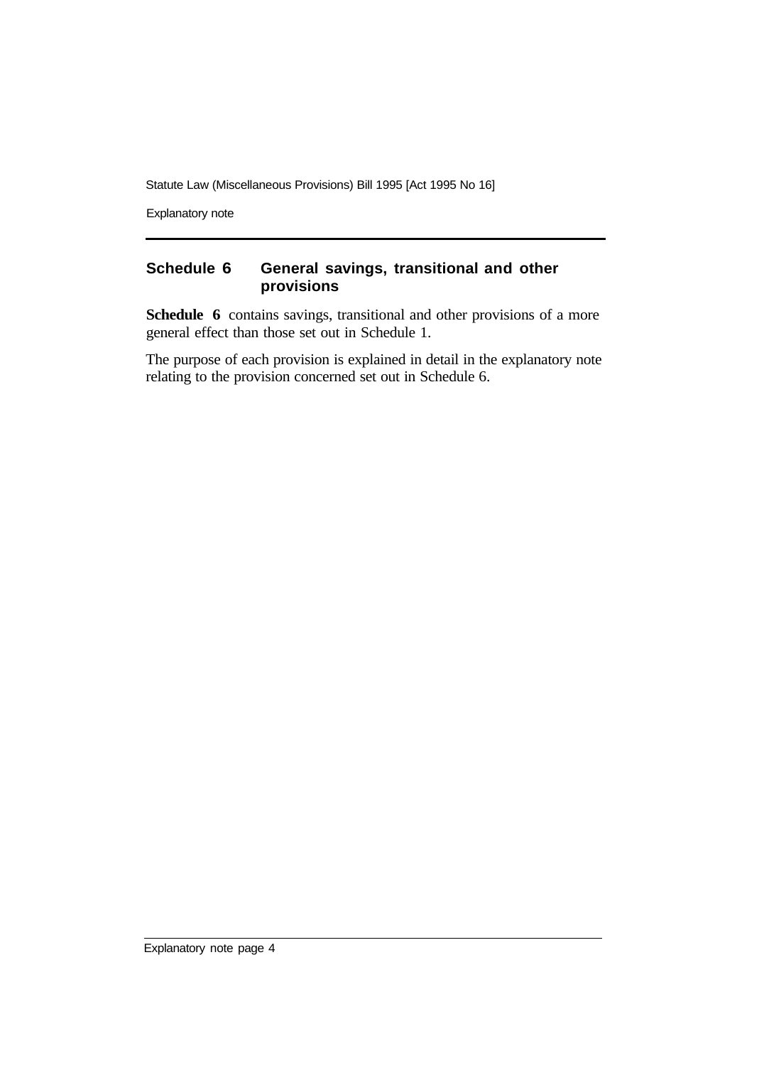## Schedule 6 General savings, transitional and other provisions

**Schedule 6** contains savings, transitional and other provisions of a more general effect than those set out in Schedule 1.

The purpose of each provision is explained in detail in the explanatory note relating to the provision concerned set out in Schedule 6.